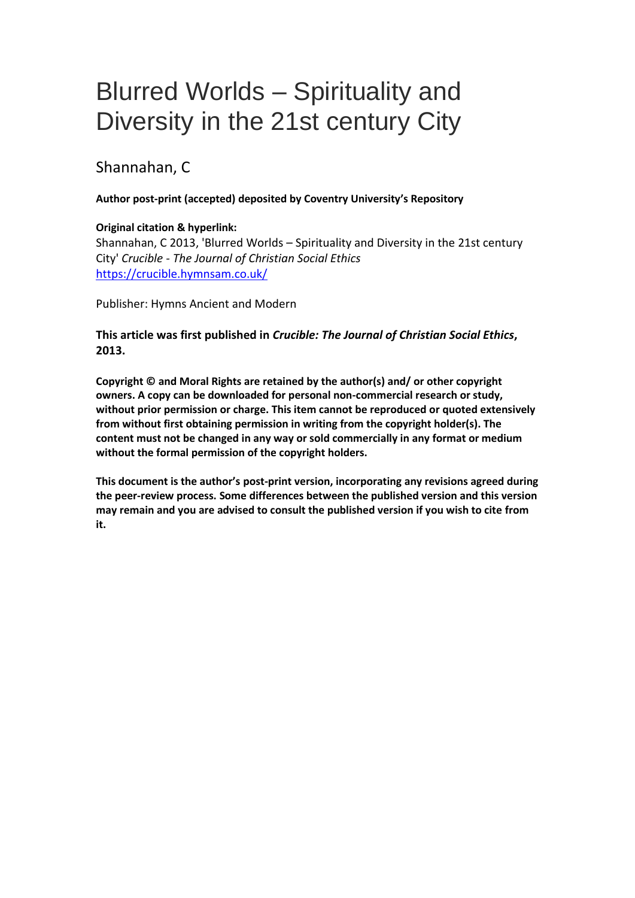# Blurred Worlds – Spirituality and Diversity in the 21st century City

Shannahan, C

**Author post-print (accepted) deposited by Coventry University's Repository**

**Original citation & hyperlink:**
Shannahan, C 2013, 'Blurred Worlds – Spirituality and Diversity in the 21st century City' *Crucible - The Journal of Christian Social Ethics*
https://crucible.hymnsam.co.uk/

Publisher: Hymns Ancient and Modern

**This article was first published in *Crucible: The Journal of Christian Social Ethics*, 2013.**

**Copyright © and Moral Rights are retained by the author(s) and/ or other copyright owners. A copy can be downloaded for personal non-commercial research or study, without prior permission or charge. This item cannot be reproduced or quoted extensively from without first obtaining permission in writing from the copyright holder(s). The content must not be changed in any way or sold commercially in any format or medium without the formal permission of the copyright holders.**

**This document is the author's post-print version, incorporating any revisions agreed during the peer-review process. Some differences between the published version and this version may remain and you are advised to consult the published version if you wish to cite from it.**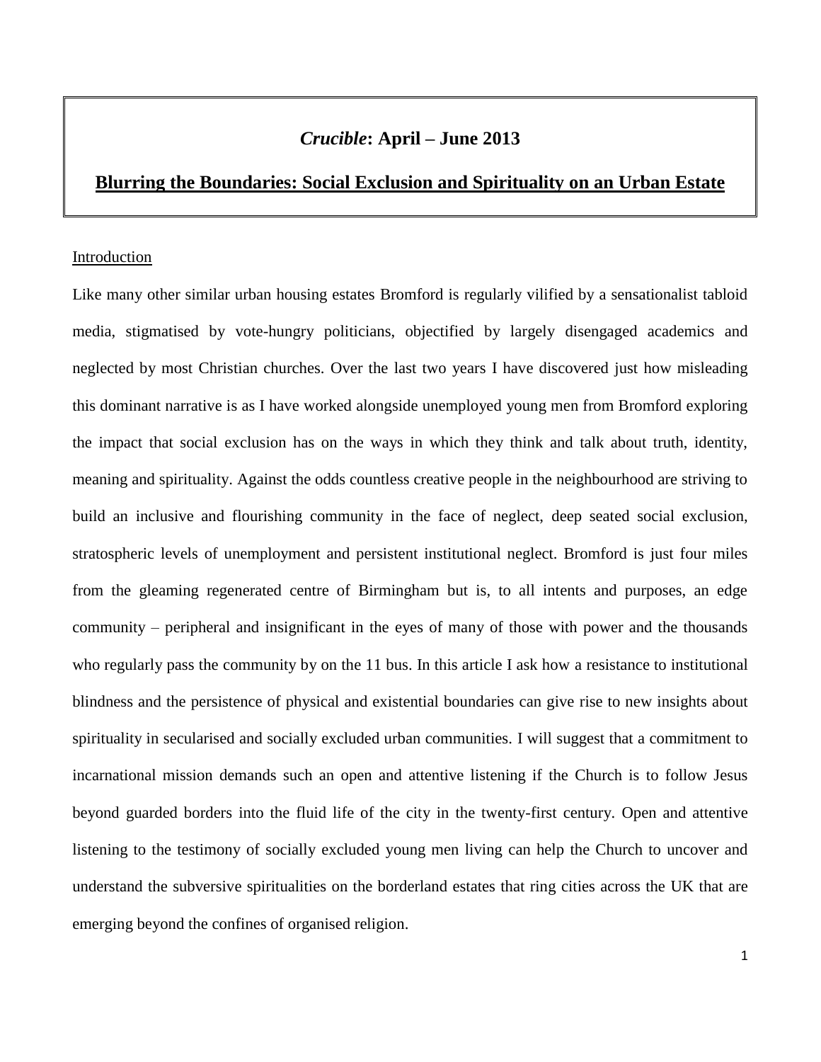# *Crucible*: April – June 2013

## Blurring the Boundaries: Social Exclusion and Spirituality on an Urban Estate

### Introduction

Like many other similar urban housing estates Bromford is regularly vilified by a sensationalist tabloid media, stigmatised by vote-hungry politicians, objectified by largely disengaged academics and neglected by most Christian churches. Over the last two years I have discovered just how misleading this dominant narrative is as I have worked alongside unemployed young men from Bromford exploring the impact that social exclusion has on the ways in which they think and talk about truth, identity, meaning and spirituality. Against the odds countless creative people in the neighbourhood are striving to build an inclusive and flourishing community in the face of neglect, deep seated social exclusion, stratospheric levels of unemployment and persistent institutional neglect. Bromford is just four miles from the gleaming regenerated centre of Birmingham but is, to all intents and purposes, an edge community – peripheral and insignificant in the eyes of many of those with power and the thousands who regularly pass the community by on the 11 bus. In this article I ask how a resistance to institutional blindness and the persistence of physical and existential boundaries can give rise to new insights about spirituality in secularised and socially excluded urban communities. I will suggest that a commitment to incarnational mission demands such an open and attentive listening if the Church is to follow Jesus beyond guarded borders into the fluid life of the city in the twenty-first century. Open and attentive listening to the testimony of socially excluded young men living can help the Church to uncover and understand the subversive spiritualities on the borderland estates that ring cities across the UK that are emerging beyond the confines of organised religion.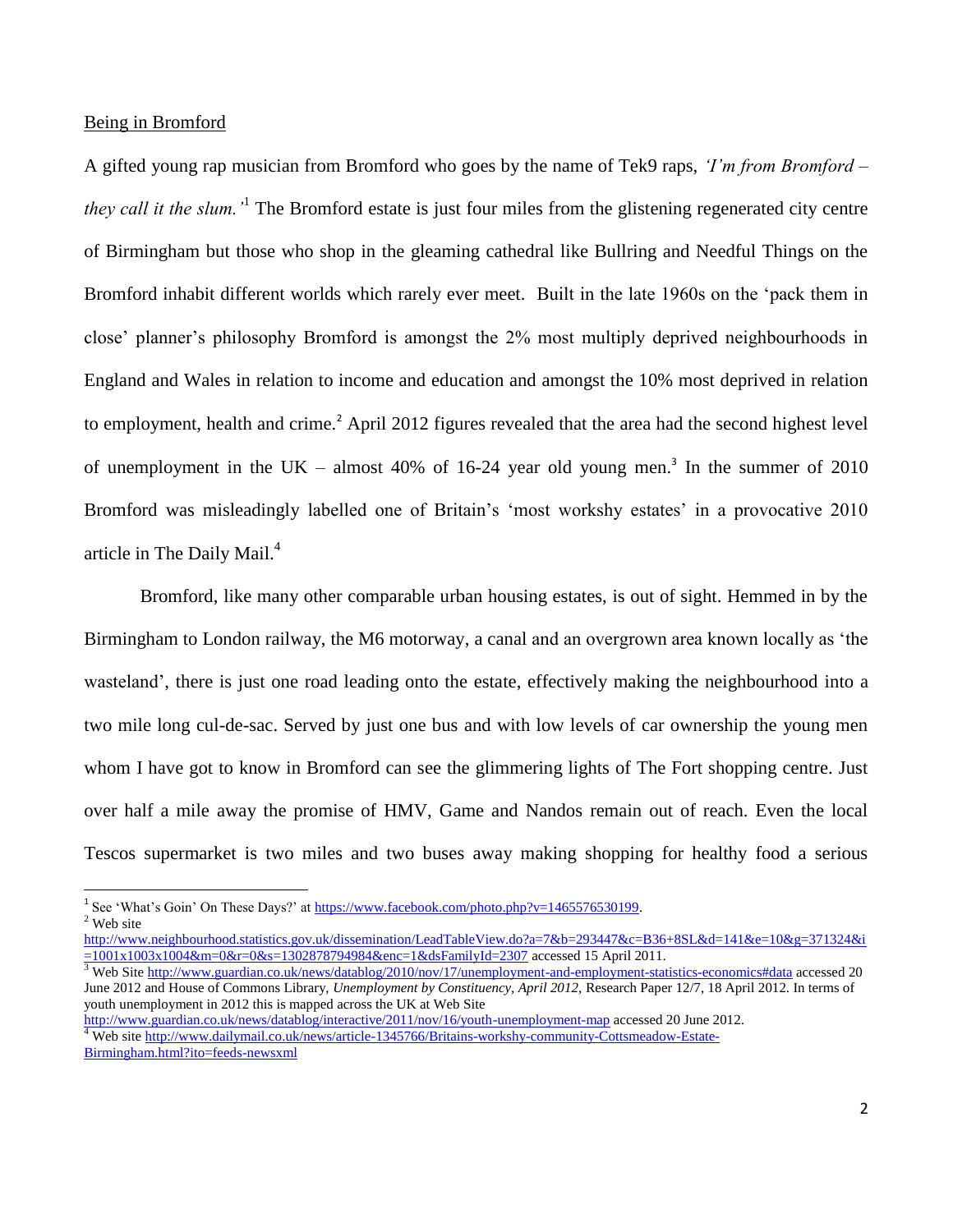Being in Bromford

A gifted young rap musician from Bromford who goes by the name of Tek9 raps, *'I'm from Bromford – they call it the slum.'*[1] The Bromford estate is just four miles from the glistening regenerated city centre of Birmingham but those who shop in the gleaming cathedral like Bullring and Needful Things on the Bromford inhabit different worlds which rarely ever meet. Built in the late 1960s on the 'pack them in close' planner's philosophy Bromford is amongst the 2% most multiply deprived neighbourhoods in England and Wales in relation to income and education and amongst the 10% most deprived in relation to employment, health and crime.[2] April 2012 figures revealed that the area had the second highest level of unemployment in the UK – almost 40% of 16-24 year old young men.[3] In the summer of 2010 Bromford was misleadingly labelled one of Britain's 'most workshy estates' in a provocative 2010 article in The Daily Mail.[4]

Bromford, like many other comparable urban housing estates, is out of sight. Hemmed in by the Birmingham to London railway, the M6 motorway, a canal and an overgrown area known locally as 'the wasteland', there is just one road leading onto the estate, effectively making the neighbourhood into a two mile long cul-de-sac. Served by just one bus and with low levels of car ownership the young men whom I have got to know in Bromford can see the glimmering lights of The Fort shopping centre. Just over half a mile away the promise of HMV, Game and Nandos remain out of reach. Even the local Tescos supermarket is two miles and two buses away making shopping for healthy food a serious

---

[1] See 'What's Goin' On These Days?' at https://www.facebook.com/photo.php?v=1465576530199.

[2] Web site http://www.neighbourhood.statistics.gov.uk/dissemination/LeadTableView.do?a=7&b=293447&c=B36+8SL&d=141&e=10&g=371324&i=1001x1003x1004&m=0&r=0&s=1302878794984&enc=1&dsFamilyId=2307 accessed 15 April 2011.

[3] Web Site http://www.guardian.co.uk/news/datablog/2010/nov/17/unemployment-and-employment-statistics-economics#data accessed 20 June 2012 and House of Commons Library, *Unemployment by Constituency, April 2012,* Research Paper 12/7, 18 April 2012. In terms of youth unemployment in 2012 this is mapped across the UK at Web Site http://www.guardian.co.uk/news/datablog/interactive/2011/nov/16/youth-unemployment-map accessed 20 June 2012.

[4] Web site http://www.dailymail.co.uk/news/article-1345766/Britains-workshy-community-Cottsmeadow-Estate-Birmingham.html?ito=feeds-newsxml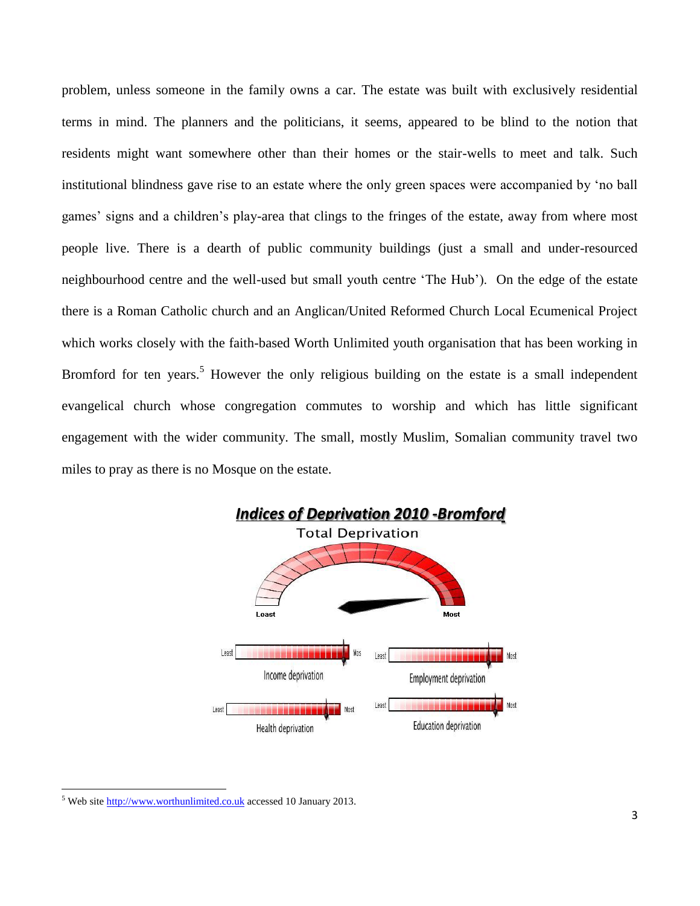problem, unless someone in the family owns a car. The estate was built with exclusively residential terms in mind. The planners and the politicians, it seems, appeared to be blind to the notion that residents might want somewhere other than their homes or the stair-wells to meet and talk. Such institutional blindness gave rise to an estate where the only green spaces were accompanied by 'no ball games' signs and a children's play-area that clings to the fringes of the estate, away from where most people live. There is a dearth of public community buildings (just a small and under-resourced neighbourhood centre and the well-used but small youth centre 'The Hub'). On the edge of the estate there is a Roman Catholic church and an Anglican/United Reformed Church Local Ecumenical Project which works closely with the faith-based Worth Unlimited youth organisation that has been working in Bromford for ten years.[5] However the only religious building on the estate is a small independent evangelical church whose congregation commutes to worship and which has little significant engagement with the wider community. The small, mostly Muslim, Somalian community travel two miles to pray as there is no Mosque on the estate.

***Indices of Deprivation 2010 -Bromford***

Total Deprivation

Least — Most

Income deprivation (Least — Most)

Employment deprivation (Least — Most)

Health deprivation (Least — Most)

Education deprivation (Least — Most)

---

[5] Web site http://www.worthunlimited.co.uk accessed 10 January 2013.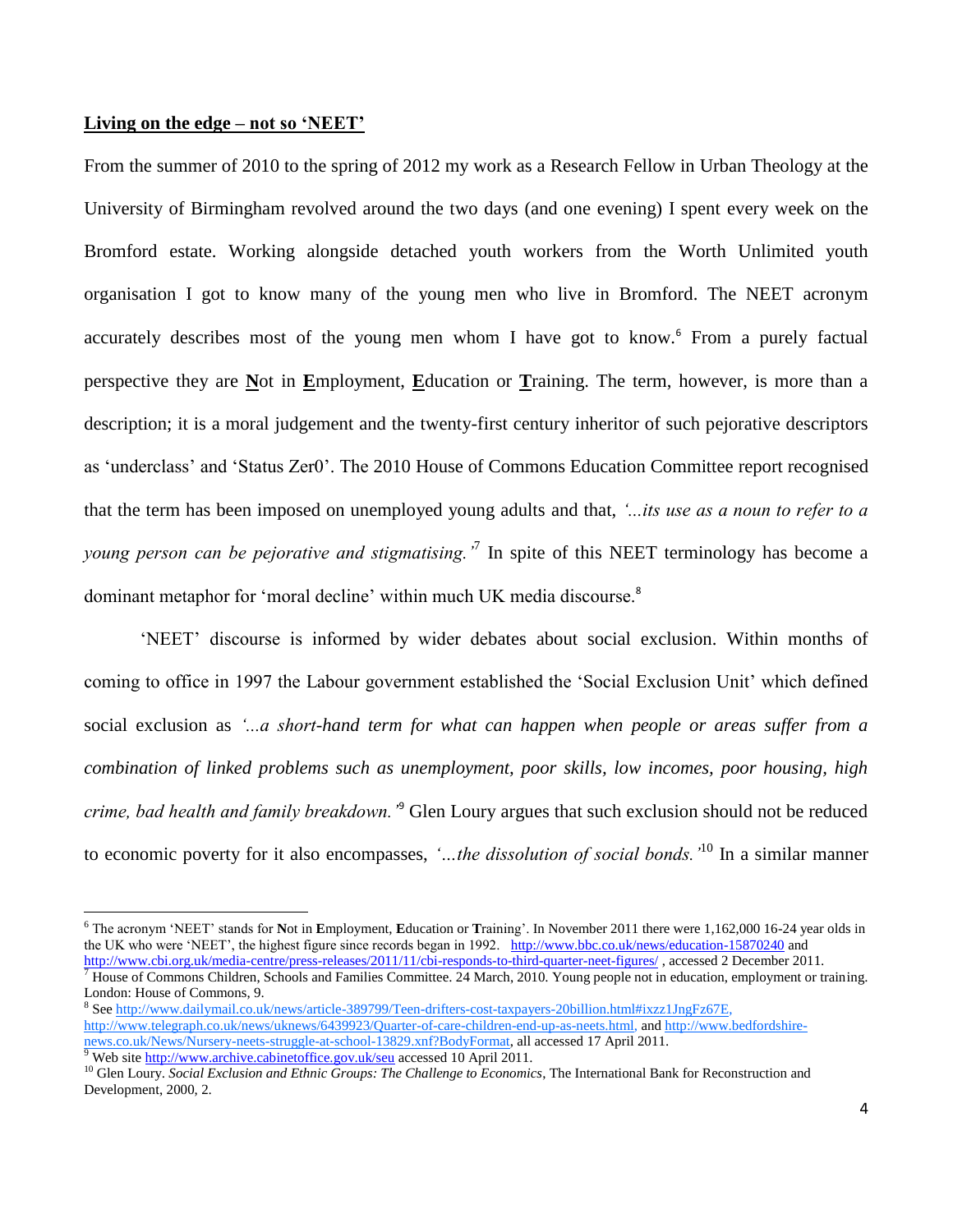**Living on the edge – not so 'NEET'**

From the summer of 2010 to the spring of 2012 my work as a Research Fellow in Urban Theology at the University of Birmingham revolved around the two days (and one evening) I spent every week on the Bromford estate. Working alongside detached youth workers from the Worth Unlimited youth organisation I got to know many of the young men who live in Bromford. The NEET acronym accurately describes most of the young men whom I have got to know.[6] From a purely factual perspective they are **N**ot in **E**mployment, **E**ducation or **T**raining. The term, however, is more than a description; it is a moral judgement and the twenty-first century inheritor of such pejorative descriptors as 'underclass' and 'Status Zer0'. The 2010 House of Commons Education Committee report recognised that the term has been imposed on unemployed young adults and that, *'...its use as a noun to refer to a young person can be pejorative and stigmatising.'*[7] In spite of this NEET terminology has become a dominant metaphor for 'moral decline' within much UK media discourse.[8]

'NEET' discourse is informed by wider debates about social exclusion. Within months of coming to office in 1997 the Labour government established the 'Social Exclusion Unit' which defined social exclusion as *'...a short-hand term for what can happen when people or areas suffer from a combination of linked problems such as unemployment, poor skills, low incomes, poor housing, high crime, bad health and family breakdown.'*[9] Glen Loury argues that such exclusion should not be reduced to economic poverty for it also encompasses, *'…the dissolution of social bonds.'*[10] In a similar manner

---

[6] The acronym 'NEET' stands for **N**ot in **E**mployment, **E**ducation or **T**raining'. In November 2011 there were 1,162,000 16-24 year olds in the UK who were 'NEET', the highest figure since records began in 1992. http://www.bbc.co.uk/news/education-15870240 and http://www.cbi.org.uk/media-centre/press-releases/2011/11/cbi-responds-to-third-quarter-neet-figures/ , accessed 2 December 2011.

[7] House of Commons Children, Schools and Families Committee. 24 March, 2010. Young people not in education, employment or training. London: House of Commons, 9.

[8] See http://www.dailymail.co.uk/news/article-389799/Teen-drifters-cost-taxpayers-20billion.html#ixzz1JngFz67E, http://www.telegraph.co.uk/news/uknews/6439923/Quarter-of-care-children-end-up-as-neets.html, and http://www.bedfordshire-news.co.uk/News/Nursery-neets-struggle-at-school-13829.xnf?BodyFormat, all accessed 17 April 2011.

[9] Web site http://www.archive.cabinetoffice.gov.uk/seu accessed 10 April 2011.

[10] Glen Loury. *Social Exclusion and Ethnic Groups: The Challenge to Economics*, The International Bank for Reconstruction and Development, 2000, 2.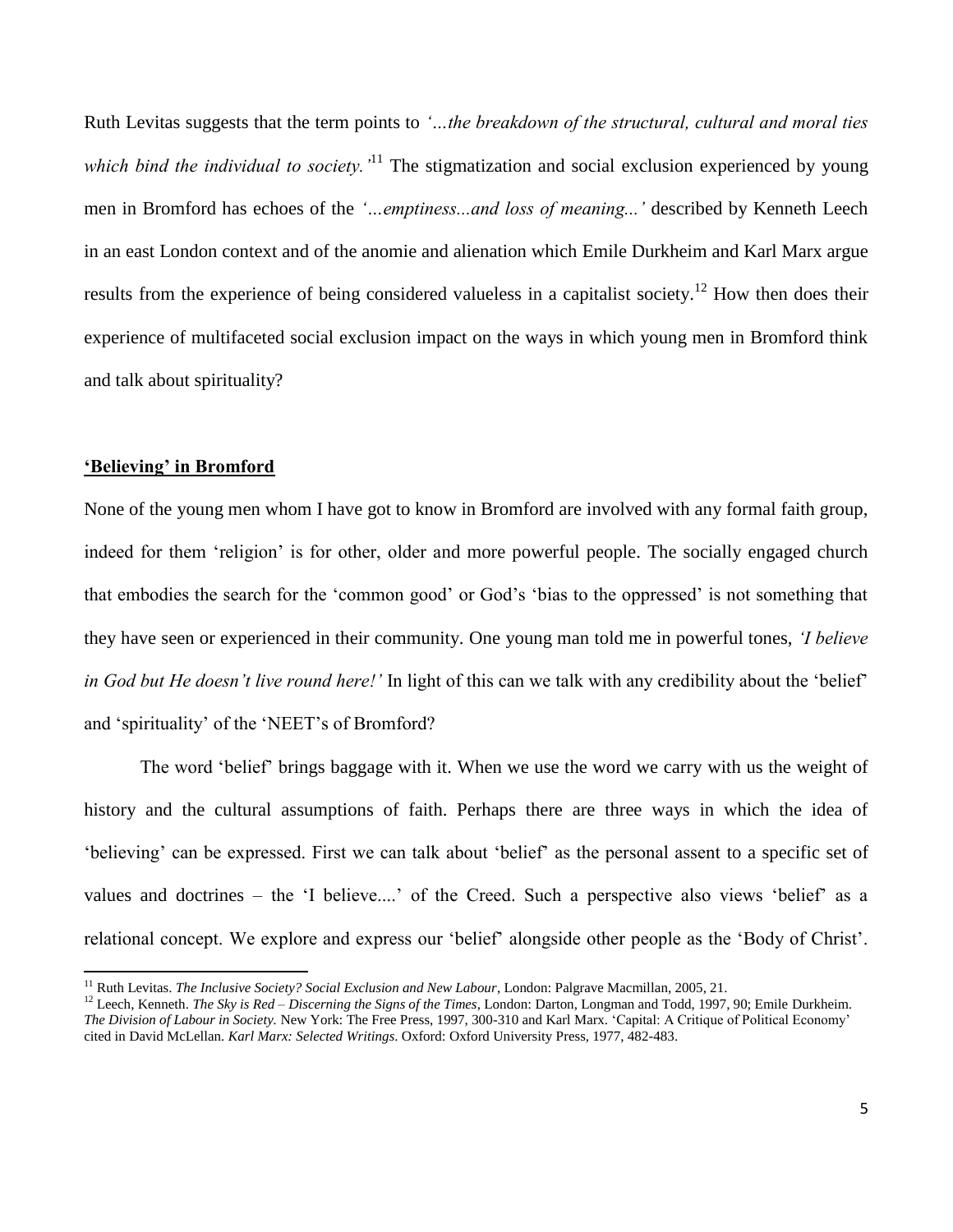Ruth Levitas suggests that the term points to *'…the breakdown of the structural, cultural and moral ties which bind the individual to society.'*[11] The stigmatization and social exclusion experienced by young men in Bromford has echoes of the *'…emptiness...and loss of meaning...'* described by Kenneth Leech in an east London context and of the anomie and alienation which Emile Durkheim and Karl Marx argue results from the experience of being considered valueless in a capitalist society.[12] How then does their experience of multifaceted social exclusion impact on the ways in which young men in Bromford think and talk about spirituality?

## 'Believing' in Bromford

None of the young men whom I have got to know in Bromford are involved with any formal faith group, indeed for them 'religion' is for other, older and more powerful people. The socially engaged church that embodies the search for the 'common good' or God's 'bias to the oppressed' is not something that they have seen or experienced in their community. One young man told me in powerful tones, *'I believe in God but He doesn't live round here!'* In light of this can we talk with any credibility about the 'belief' and 'spirituality' of the 'NEET's of Bromford?

The word 'belief' brings baggage with it. When we use the word we carry with us the weight of history and the cultural assumptions of faith. Perhaps there are three ways in which the idea of 'believing' can be expressed. First we can talk about 'belief' as the personal assent to a specific set of values and doctrines – the 'I believe....' of the Creed. Such a perspective also views 'belief' as a relational concept. We explore and express our 'belief' alongside other people as the 'Body of Christ'.

---

[11] Ruth Levitas. *The Inclusive Society? Social Exclusion and New Labour*, London: Palgrave Macmillan, 2005, 21.

[12] Leech, Kenneth. *The Sky is Red – Discerning the Signs of the Times*, London: Darton, Longman and Todd, 1997, 90; Emile Durkheim. *The Division of Labour in Society.* New York: The Free Press, 1997, 300-310 and Karl Marx. 'Capital: A Critique of Political Economy' cited in David McLellan. *Karl Marx: Selected Writings*. Oxford: Oxford University Press, 1977, 482-483.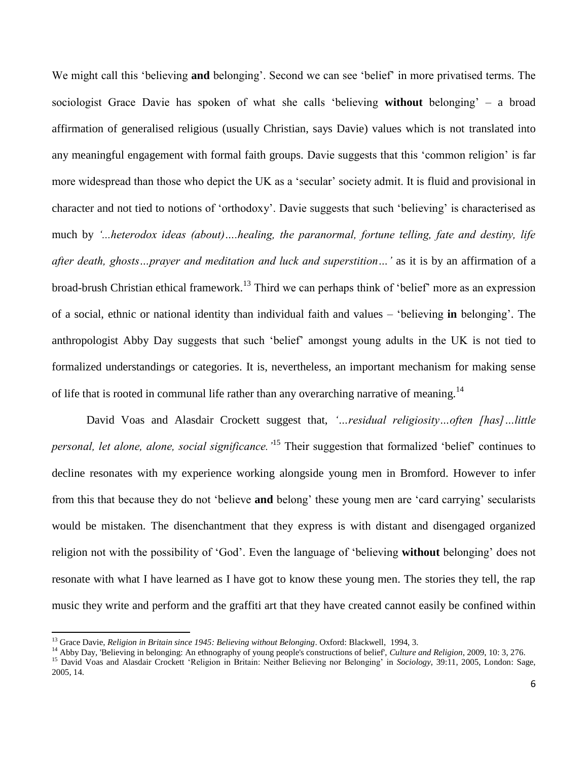We might call this 'believing **and** belonging'. Second we can see 'belief' in more privatised terms. The sociologist Grace Davie has spoken of what she calls 'believing **without** belonging' – a broad affirmation of generalised religious (usually Christian, says Davie) values which is not translated into any meaningful engagement with formal faith groups. Davie suggests that this 'common religion' is far more widespread than those who depict the UK as a 'secular' society admit. It is fluid and provisional in character and not tied to notions of 'orthodoxy'. Davie suggests that such 'believing' is characterised as much by *'...heterodox ideas (about)….healing, the paranormal, fortune telling, fate and destiny, life after death, ghosts…prayer and meditation and luck and superstition…'* as it is by an affirmation of a broad-brush Christian ethical framework.[13] Third we can perhaps think of 'belief' more as an expression of a social, ethnic or national identity than individual faith and values – 'believing **in** belonging'. The anthropologist Abby Day suggests that such 'belief' amongst young adults in the UK is not tied to formalized understandings or categories. It is, nevertheless, an important mechanism for making sense of life that is rooted in communal life rather than any overarching narrative of meaning.[14]

David Voas and Alasdair Crockett suggest that, *'…residual religiosity…often [has]…little personal, let alone, alone, social significance.'*[15] Their suggestion that formalized 'belief' continues to decline resonates with my experience working alongside young men in Bromford. However to infer from this that because they do not 'believe **and** belong' these young men are 'card carrying' secularists would be mistaken. The disenchantment that they express is with distant and disengaged organized religion not with the possibility of 'God'. Even the language of 'believing **without** belonging' does not resonate with what I have learned as I have got to know these young men. The stories they tell, the rap music they write and perform and the graffiti art that they have created cannot easily be confined within

---

[13] Grace Davie, *Religion in Britain since 1945: Believing without Belonging*. Oxford: Blackwell, 1994, 3.

[14] Abby Day, 'Believing in belonging: An ethnography of young people's constructions of belief', *Culture and Religion*, 2009, 10: 3, 276.

[15] David Voas and Alasdair Crockett 'Religion in Britain: Neither Believing nor Belonging' in *Sociology*, 39:11, 2005, London: Sage, 2005, 14.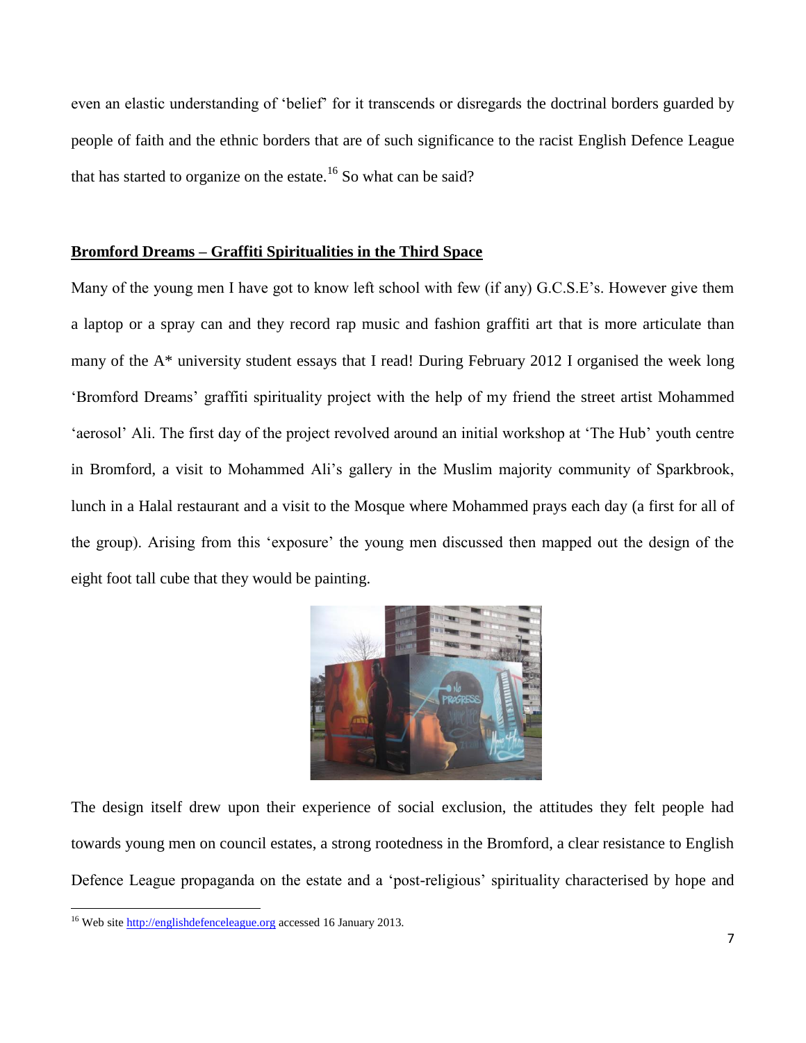even an elastic understanding of 'belief' for it transcends or disregards the doctrinal borders guarded by people of faith and the ethnic borders that are of such significance to the racist English Defence League that has started to organize on the estate.[16] So what can be said?

## **Bromford Dreams – Graffiti Spiritualities in the Third Space**

Many of the young men I have got to know left school with few (if any) G.C.S.E's. However give them a laptop or a spray can and they record rap music and fashion graffiti art that is more articulate than many of the A* university student essays that I read! During February 2012 I organised the week long 'Bromford Dreams' graffiti spirituality project with the help of my friend the street artist Mohammed 'aerosol' Ali. The first day of the project revolved around an initial workshop at 'The Hub' youth centre in Bromford, a visit to Mohammed Ali's gallery in the Muslim majority community of Sparkbrook, lunch in a Halal restaurant and a visit to the Mosque where Mohammed prays each day (a first for all of the group). Arising from this 'exposure' the young men discussed then mapped out the design of the eight foot tall cube that they would be painting.

The design itself drew upon their experience of social exclusion, the attitudes they felt people had towards young men on council estates, a strong rootedness in the Bromford, a clear resistance to English Defence League propaganda on the estate and a 'post-religious' spirituality characterised by hope and

[16] Web site http://englishdefenceleague.org accessed 16 January 2013.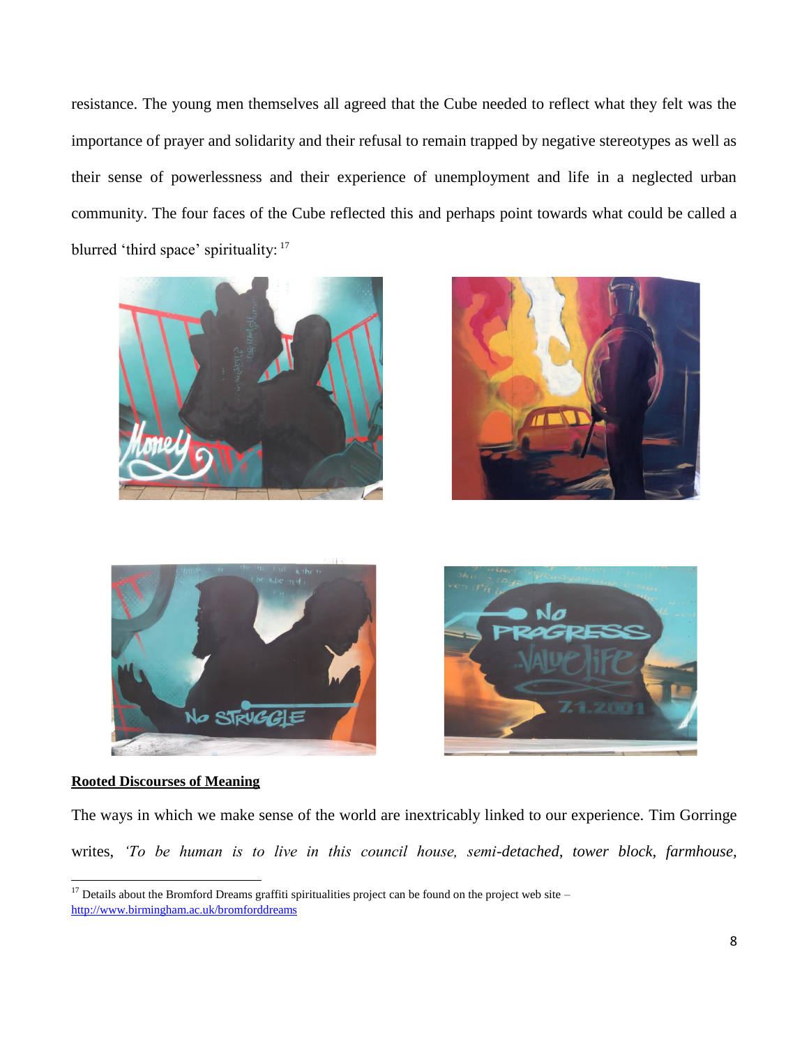resistance. The young men themselves all agreed that the Cube needed to reflect what they felt was the importance of prayer and solidarity and their refusal to remain trapped by negative stereotypes as well as their sense of powerlessness and their experience of unemployment and life in a neglected urban community. The four faces of the Cube reflected this and perhaps point towards what could be called a blurred 'third space' spirituality: [17]

**Rooted Discourses of Meaning**

The ways in which we make sense of the world are inextricably linked to our experience. Tim Gorringe writes, *'To be human is to live in this council house, semi-detached, tower block, farmhouse,*

[17] Details about the Bromford Dreams graffiti spiritualities project can be found on the project web site – http://www.birmingham.ac.uk/bromforddreams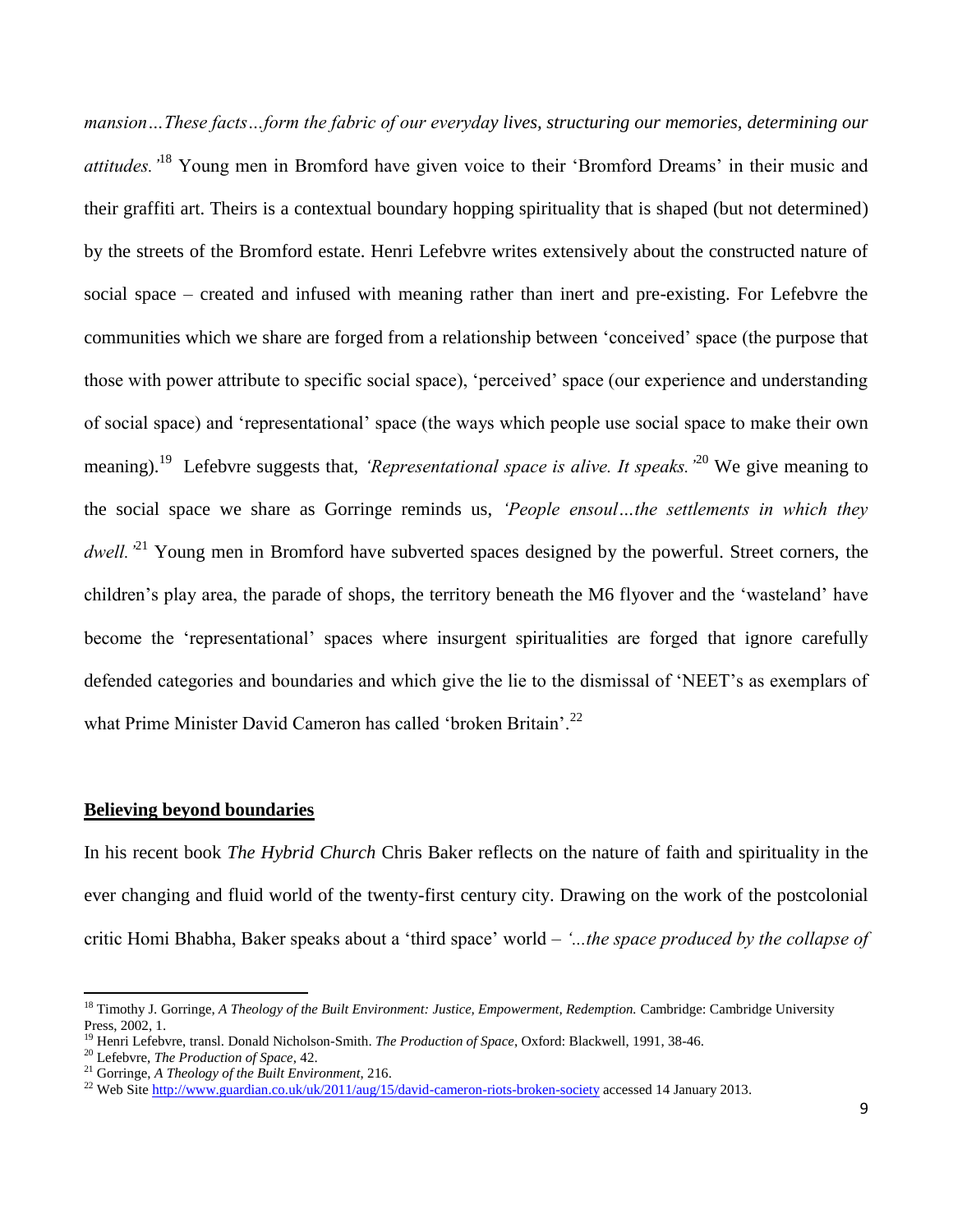*mansion…These facts…form the fabric of our everyday lives, structuring our memories, determining our attitudes.'*[18] Young men in Bromford have given voice to their 'Bromford Dreams' in their music and their graffiti art. Theirs is a contextual boundary hopping spirituality that is shaped (but not determined) by the streets of the Bromford estate. Henri Lefebvre writes extensively about the constructed nature of social space – created and infused with meaning rather than inert and pre-existing. For Lefebvre the communities which we share are forged from a relationship between 'conceived' space (the purpose that those with power attribute to specific social space), 'perceived' space (our experience and understanding of social space) and 'representational' space (the ways which people use social space to make their own meaning).[19] Lefebvre suggests that, *'Representational space is alive. It speaks.'*[20] We give meaning to the social space we share as Gorringe reminds us, *'People ensoul…the settlements in which they dwell.'*[21] Young men in Bromford have subverted spaces designed by the powerful. Street corners, the children's play area, the parade of shops, the territory beneath the M6 flyover and the 'wasteland' have become the 'representational' spaces where insurgent spiritualities are forged that ignore carefully defended categories and boundaries and which give the lie to the dismissal of 'NEET's as exemplars of what Prime Minister David Cameron has called 'broken Britain'.[22]

## Believing beyond boundaries

In his recent book *The Hybrid Church* Chris Baker reflects on the nature of faith and spirituality in the ever changing and fluid world of the twenty-first century city. Drawing on the work of the postcolonial critic Homi Bhabha, Baker speaks about a 'third space' world – *'...the space produced by the collapse of*

---

[18] Timothy J. Gorringe, *A Theology of the Built Environment: Justice, Empowerment, Redemption.* Cambridge: Cambridge University Press, 2002, 1.

[19] Henri Lefebvre, transl. Donald Nicholson-Smith. *The Production of Space*, Oxford: Blackwell, 1991, 38-46.

[20] Lefebvre, *The Production of Space*, 42.

[21] Gorringe, *A Theology of the Built Environment*, 216.

[22] Web Site http://www.guardian.co.uk/uk/2011/aug/15/david-cameron-riots-broken-society accessed 14 January 2013.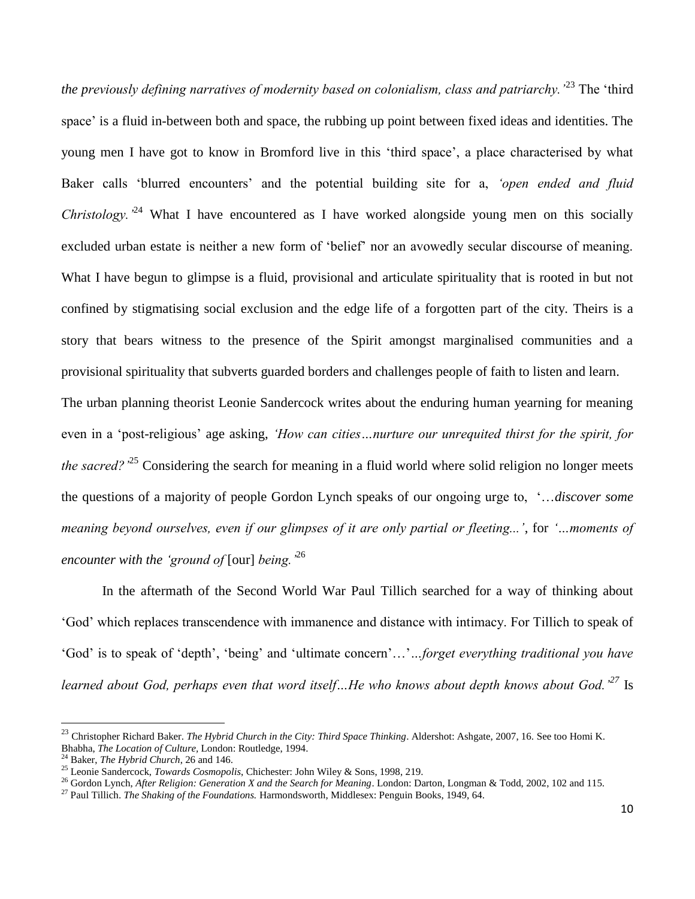*the previously defining narratives of modernity based on colonialism, class and patriarchy.'*[23] The 'third space' is a fluid in-between both and space, the rubbing up point between fixed ideas and identities. The young men I have got to know in Bromford live in this 'third space', a place characterised by what Baker calls 'blurred encounters' and the potential building site for a, *'open ended and fluid Christology.'*[24] What I have encountered as I have worked alongside young men on this socially excluded urban estate is neither a new form of 'belief' nor an avowedly secular discourse of meaning. What I have begun to glimpse is a fluid, provisional and articulate spirituality that is rooted in but not confined by stigmatising social exclusion and the edge life of a forgotten part of the city. Theirs is a story that bears witness to the presence of the Spirit amongst marginalised communities and a provisional spirituality that subverts guarded borders and challenges people of faith to listen and learn.

The urban planning theorist Leonie Sandercock writes about the enduring human yearning for meaning even in a 'post-religious' age asking, *'How can cities…nurture our unrequited thirst for the spirit, for the sacred?'*[25] Considering the search for meaning in a fluid world where solid religion no longer meets the questions of a majority of people Gordon Lynch speaks of our ongoing urge to, '…*discover some meaning beyond ourselves, even if our glimpses of it are only partial or fleeting...'*, for *'…moments of encounter with the 'ground of* [our] *being.'*[26]

In the aftermath of the Second World War Paul Tillich searched for a way of thinking about 'God' which replaces transcendence with immanence and distance with intimacy. For Tillich to speak of 'God' is to speak of 'depth', 'being' and 'ultimate concern'…'*…forget everything traditional you have learned about God, perhaps even that word itself…He who knows about depth knows about God.'*[27] Is

---

[23] Christopher Richard Baker. *The Hybrid Church in the City: Third Space Thinking*. Aldershot: Ashgate, 2007, 16. See too Homi K. Bhabha, *The Location of Culture*, London: Routledge, 1994.

[24] Baker, *The Hybrid Church*, 26 and 146.

[25] Leonie Sandercock, *Towards Cosmopolis*, Chichester: John Wiley & Sons, 1998, 219.

[26] Gordon Lynch, *After Religion: Generation X and the Search for Meaning*. London: Darton, Longman & Todd, 2002, 102 and 115.

[27] Paul Tillich. *The Shaking of the Foundations.* Harmondsworth, Middlesex: Penguin Books, 1949, 64.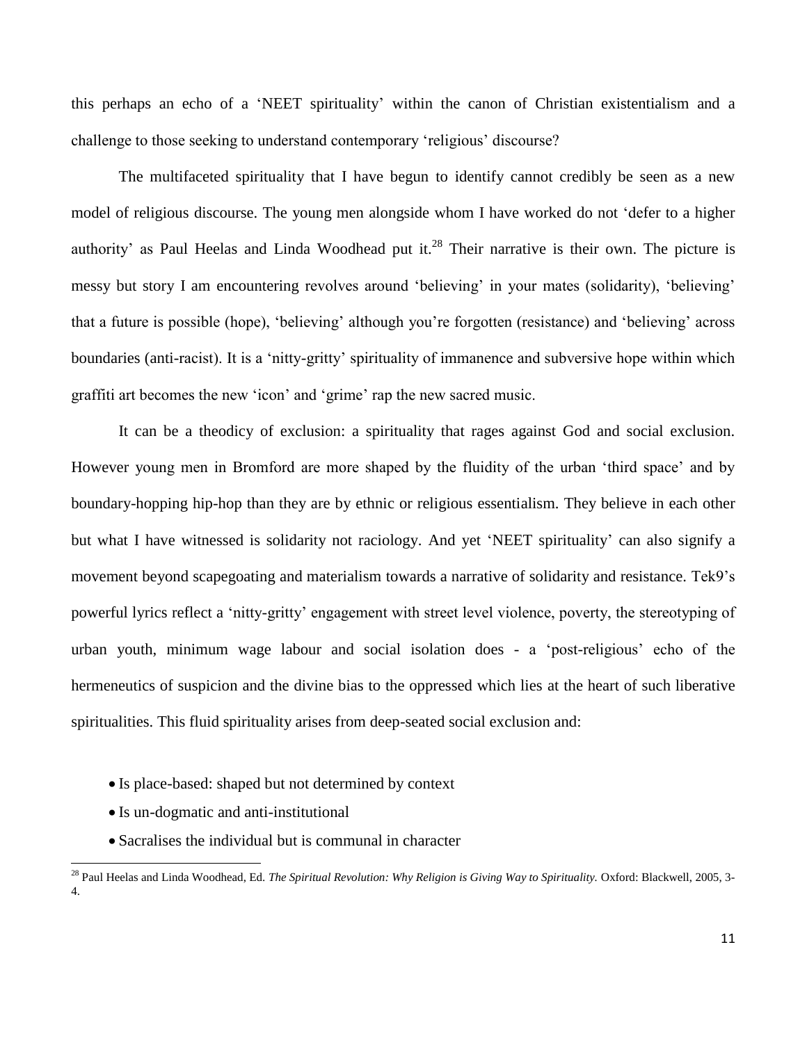this perhaps an echo of a 'NEET spirituality' within the canon of Christian existentialism and a challenge to those seeking to understand contemporary 'religious' discourse?

The multifaceted spirituality that I have begun to identify cannot credibly be seen as a new model of religious discourse. The young men alongside whom I have worked do not 'defer to a higher authority' as Paul Heelas and Linda Woodhead put it.[28] Their narrative is their own. The picture is messy but story I am encountering revolves around 'believing' in your mates (solidarity), 'believing' that a future is possible (hope), 'believing' although you're forgotten (resistance) and 'believing' across boundaries (anti-racist). It is a 'nitty-gritty' spirituality of immanence and subversive hope within which graffiti art becomes the new 'icon' and 'grime' rap the new sacred music.

It can be a theodicy of exclusion: a spirituality that rages against God and social exclusion. However young men in Bromford are more shaped by the fluidity of the urban 'third space' and by boundary-hopping hip-hop than they are by ethnic or religious essentialism. They believe in each other but what I have witnessed is solidarity not raciology. And yet 'NEET spirituality' can also signify a movement beyond scapegoating and materialism towards a narrative of solidarity and resistance. Tek9's powerful lyrics reflect a 'nitty-gritty' engagement with street level violence, poverty, the stereotyping of urban youth, minimum wage labour and social isolation does - a 'post-religious' echo of the hermeneutics of suspicion and the divine bias to the oppressed which lies at the heart of such liberative spiritualities. This fluid spirituality arises from deep-seated social exclusion and:

- Is place-based: shaped but not determined by context
- Is un-dogmatic and anti-institutional
- Sacralises the individual but is communal in character

[28] Paul Heelas and Linda Woodhead, Ed. *The Spiritual Revolution: Why Religion is Giving Way to Spirituality.* Oxford: Blackwell, 2005, 3-4.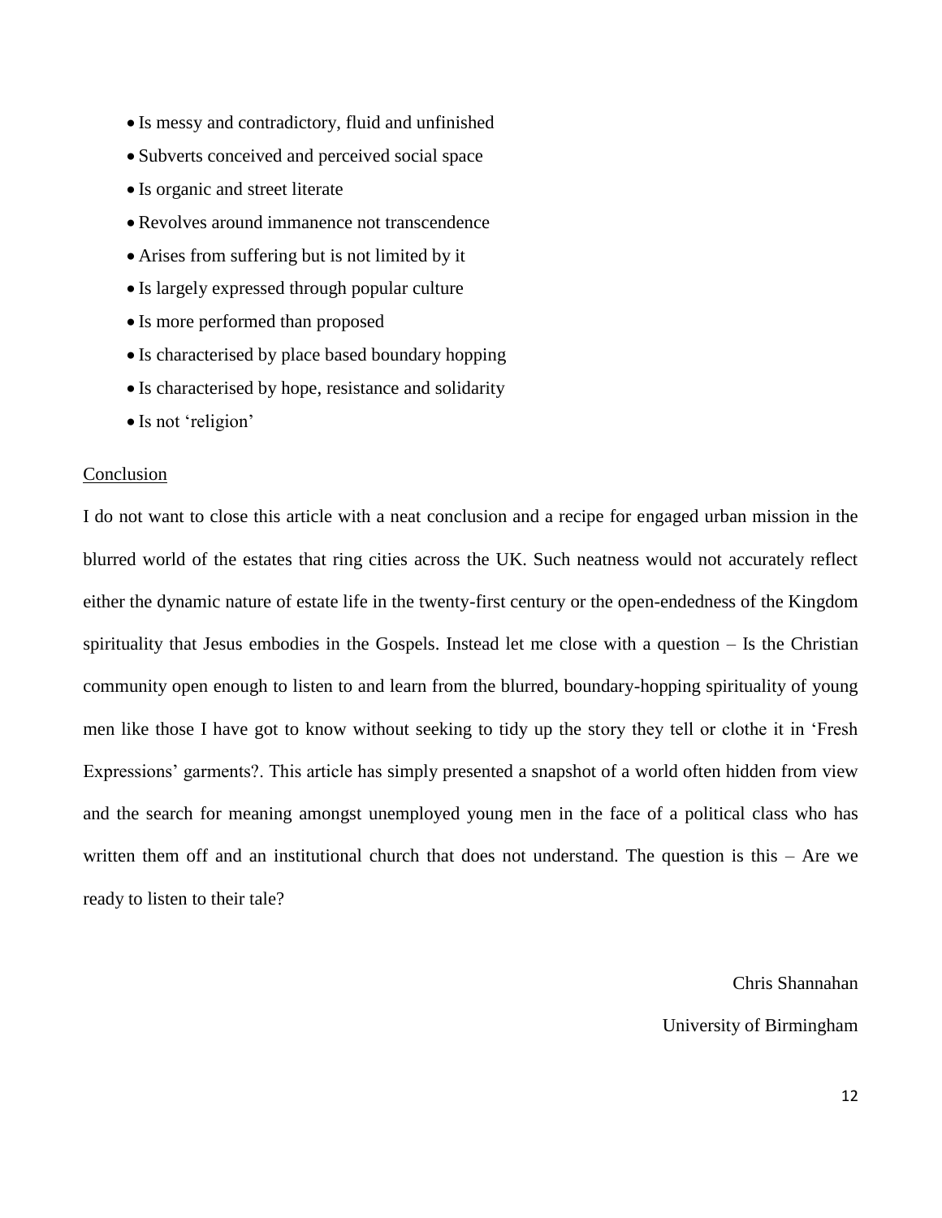- Is messy and contradictory, fluid and unfinished
- Subverts conceived and perceived social space
- Is organic and street literate
- Revolves around immanence not transcendence
- Arises from suffering but is not limited by it
- Is largely expressed through popular culture
- Is more performed than proposed
- Is characterised by place based boundary hopping
- Is characterised by hope, resistance and solidarity
- Is not 'religion'

## Conclusion

I do not want to close this article with a neat conclusion and a recipe for engaged urban mission in the blurred world of the estates that ring cities across the UK. Such neatness would not accurately reflect either the dynamic nature of estate life in the twenty-first century or the open-endedness of the Kingdom spirituality that Jesus embodies in the Gospels. Instead let me close with a question – Is the Christian community open enough to listen to and learn from the blurred, boundary-hopping spirituality of young men like those I have got to know without seeking to tidy up the story they tell or clothe it in 'Fresh Expressions' garments?. This article has simply presented a snapshot of a world often hidden from view and the search for meaning amongst unemployed young men in the face of a political class who has written them off and an institutional church that does not understand. The question is this – Are we ready to listen to their tale?

Chris Shannahan

University of Birmingham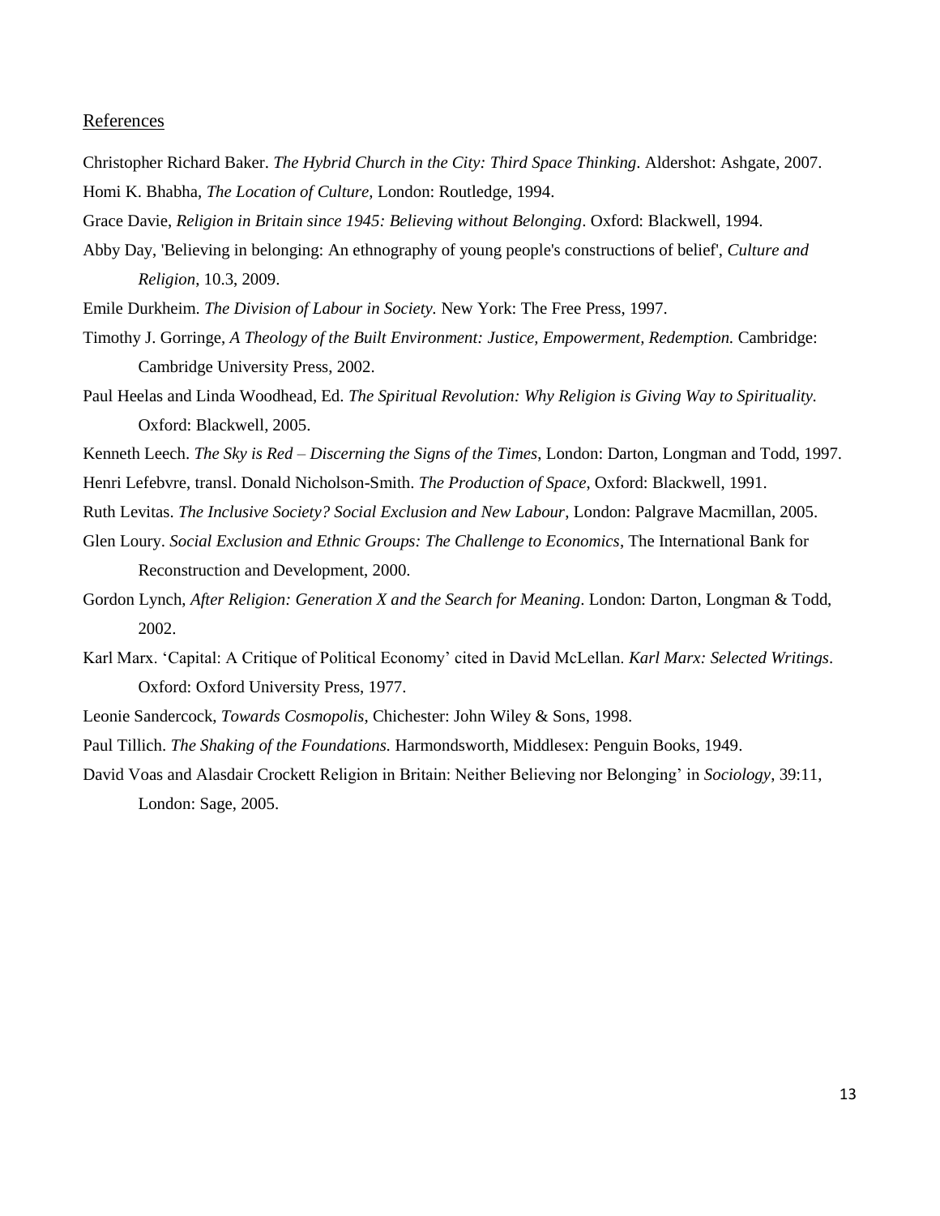## References

Christopher Richard Baker. *The Hybrid Church in the City: Third Space Thinking*. Aldershot: Ashgate, 2007.

Homi K. Bhabha, *The Location of Culture,* London: Routledge, 1994.

Grace Davie, *Religion in Britain since 1945: Believing without Belonging*. Oxford: Blackwell, 1994.

Abby Day, 'Believing in belonging: An ethnography of young people's constructions of belief', *Culture and Religion,* 10.3, 2009.

Emile Durkheim. *The Division of Labour in Society.* New York: The Free Press, 1997.

Timothy J. Gorringe, *A Theology of the Built Environment: Justice, Empowerment, Redemption.* Cambridge: Cambridge University Press, 2002.

Paul Heelas and Linda Woodhead, Ed. *The Spiritual Revolution: Why Religion is Giving Way to Spirituality.* Oxford: Blackwell, 2005.

Kenneth Leech. *The Sky is Red – Discerning the Signs of the Times,* London: Darton, Longman and Todd, 1997.

Henri Lefebvre, transl. Donald Nicholson-Smith. *The Production of Space*, Oxford: Blackwell, 1991.

Ruth Levitas. *The Inclusive Society? Social Exclusion and New Labour,* London: Palgrave Macmillan, 2005.

Glen Loury. *Social Exclusion and Ethnic Groups: The Challenge to Economics*, The International Bank for Reconstruction and Development, 2000.

Gordon Lynch, *After Religion: Generation X and the Search for Meaning*. London: Darton, Longman & Todd, 2002.

Karl Marx. 'Capital: A Critique of Political Economy' cited in David McLellan. *Karl Marx: Selected Writings*. Oxford: Oxford University Press, 1977.

Leonie Sandercock, *Towards Cosmopolis*, Chichester: John Wiley & Sons, 1998.

Paul Tillich. *The Shaking of the Foundations.* Harmondsworth, Middlesex: Penguin Books, 1949.

David Voas and Alasdair Crockett Religion in Britain: Neither Believing nor Belonging' in *Sociology*, 39:11, London: Sage, 2005.